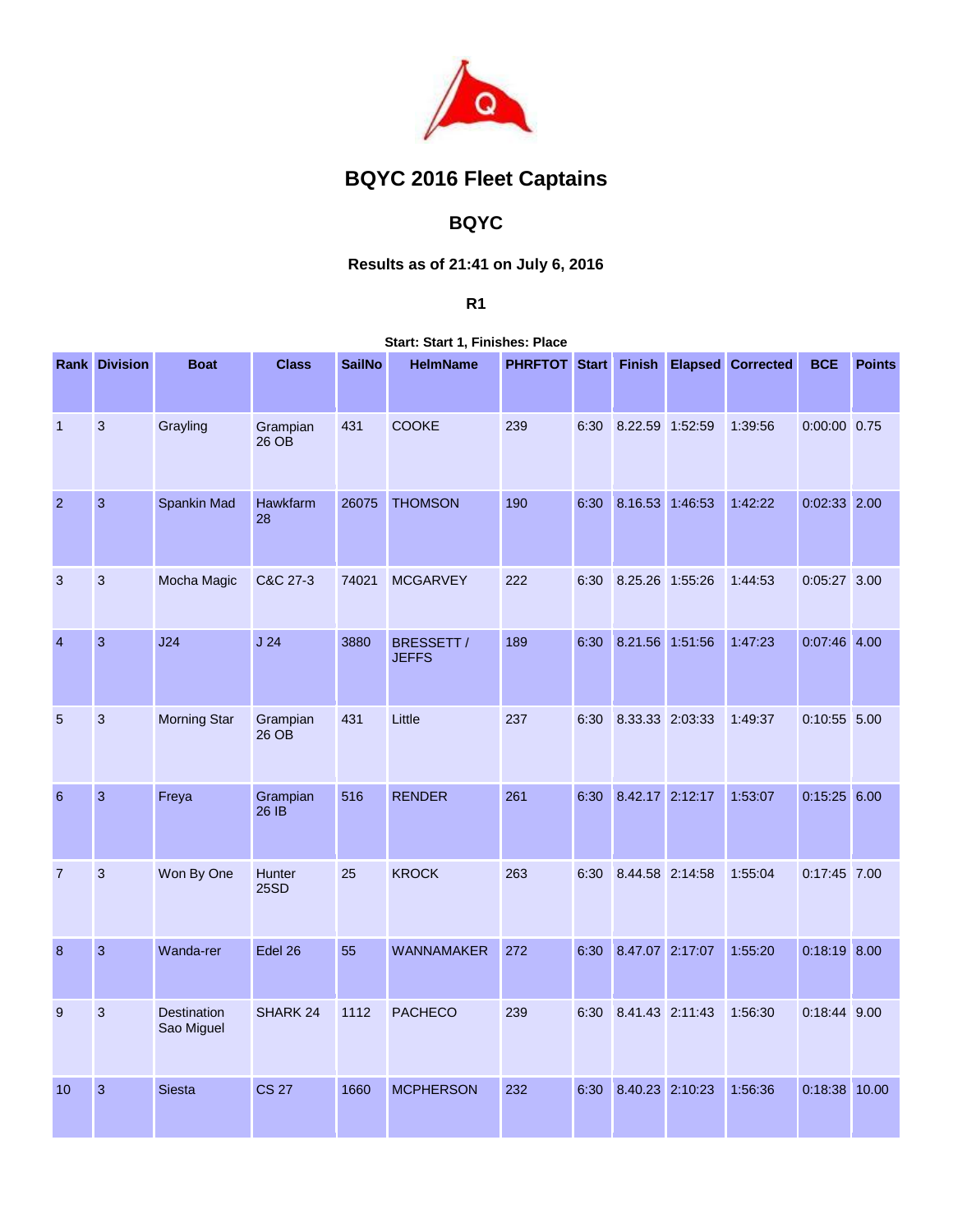# BQYC 2016 Fleet Captains

## BQYC

### Results as of 21:41 on July 6, 2016

#### R1

Start: Start 1, Finishes: Place

| Rank | Division | Boat | Class | SailNo | HelmName | PHRFTOT | Start | Finish | Elapsed | Corrected | BCE | Points |
|---|---|---|---|---|---|---|---|---|---|---|---|---|
| 1 | 3 | Grayling | Grampian 26 OB | 431 | COOKE | 239 | 6:30 | 8.22.59 | 1:52:59 | 1:39:56 | 0:00:00 | 0.75 |
| 2 | 3 | Spankin Mad | Hawkfarm 28 | 26075 | THOMSON | 190 | 6:30 | 8.16.53 | 1:46:53 | 1:42:22 | 0:02:33 | 2.00 |
| 3 | 3 | Mocha Magic | C&C 27-3 | 74021 | MCGARVEY | 222 | 6:30 | 8.25.26 | 1:55:26 | 1:44:53 | 0:05:27 | 3.00 |
| 4 | 3 | J24 | J 24 | 3880 | BRESSETT / JEFFS | 189 | 6:30 | 8.21.56 | 1:51:56 | 1:47:23 | 0:07:46 | 4.00 |
| 5 | 3 | Morning Star | Grampian 26 OB | 431 | Little | 237 | 6:30 | 8.33.33 | 2:03:33 | 1:49:37 | 0:10:55 | 5.00 |
| 6 | 3 | Freya | Grampian 26 IB | 516 | RENDER | 261 | 6:30 | 8.42.17 | 2:12:17 | 1:53:07 | 0:15:25 | 6.00 |
| 7 | 3 | Won By One | Hunter 25SD | 25 | KROCK | 263 | 6:30 | 8.44.58 | 2:14:58 | 1:55:04 | 0:17:45 | 7.00 |
| 8 | 3 | Wanda-rer | Edel 26 | 55 | WANNAMAKER | 272 | 6:30 | 8.47.07 | 2:17:07 | 1:55:20 | 0:18:19 | 8.00 |
| 9 | 3 | Destination Sao Miguel | SHARK 24 | 1112 | PACHECO | 239 | 6:30 | 8.41.43 | 2:11:43 | 1:56:30 | 0:18:44 | 9.00 |
| 10 | 3 | Siesta | CS 27 | 1660 | MCPHERSON | 232 | 6:30 | 8.40.23 | 2:10:23 | 1:56:36 | 0:18:38 | 10.00 |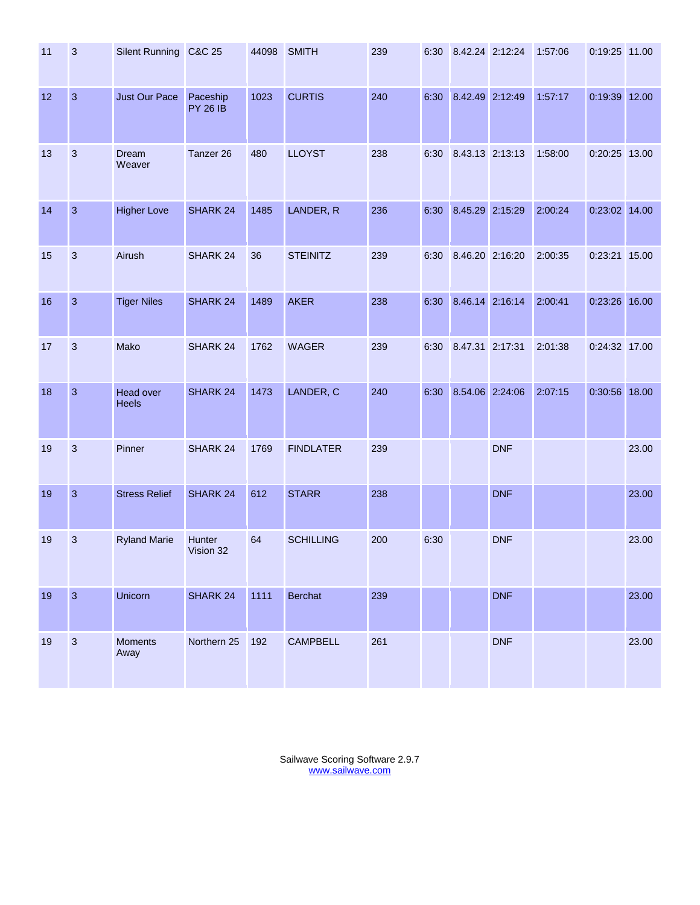| | | | | | | | | | | | | |
|---|---|---|---|---|---|---|---|---|---|---|---|---|
| 11 | 3 | Silent Running | C&C 25 | 44098 | SMITH | 239 | 6:30 | 8.42.24 | 2:12:24 | 1:57:06 | 0:19:25 | 11.00 |
| 12 | 3 | Just Our Pace | Paceship PY 26 IB | 1023 | CURTIS | 240 | 6:30 | 8.42.49 | 2:12:49 | 1:57:17 | 0:19:39 | 12.00 |
| 13 | 3 | Dream Weaver | Tanzer 26 | 480 | LLOYST | 238 | 6:30 | 8.43.13 | 2:13:13 | 1:58:00 | 0:20:25 | 13.00 |
| 14 | 3 | Higher Love | SHARK 24 | 1485 | LANDER, R | 236 | 6:30 | 8.45.29 | 2:15:29 | 2:00:24 | 0:23:02 | 14.00 |
| 15 | 3 | Airush | SHARK 24 | 36 | STEINITZ | 239 | 6:30 | 8.46.20 | 2:16:20 | 2:00:35 | 0:23:21 | 15.00 |
| 16 | 3 | Tiger Niles | SHARK 24 | 1489 | AKER | 238 | 6:30 | 8.46.14 | 2:16:14 | 2:00:41 | 0:23:26 | 16.00 |
| 17 | 3 | Mako | SHARK 24 | 1762 | WAGER | 239 | 6:30 | 8.47.31 | 2:17:31 | 2:01:38 | 0:24:32 | 17.00 |
| 18 | 3 | Head over Heels | SHARK 24 | 1473 | LANDER, C | 240 | 6:30 | 8.54.06 | 2:24:06 | 2:07:15 | 0:30:56 | 18.00 |
| 19 | 3 | Pinner | SHARK 24 | 1769 | FINDLATER | 239 | | | DNF | | | 23.00 |
| 19 | 3 | Stress Relief | SHARK 24 | 612 | STARR | 238 | | | DNF | | | 23.00 |
| 19 | 3 | Ryland Marie | Hunter Vision 32 | 64 | SCHILLING | 200 | 6:30 | | DNF | | | 23.00 |
| 19 | 3 | Unicorn | SHARK 24 | 1111 | Berchat | 239 | | | DNF | | | 23.00 |
| 19 | 3 | Moments Away | Northern 25 | 192 | CAMPBELL | 261 | | | DNF | | | 23.00 |

Sailwave Scoring Software 2.9.7
www.sailwave.com